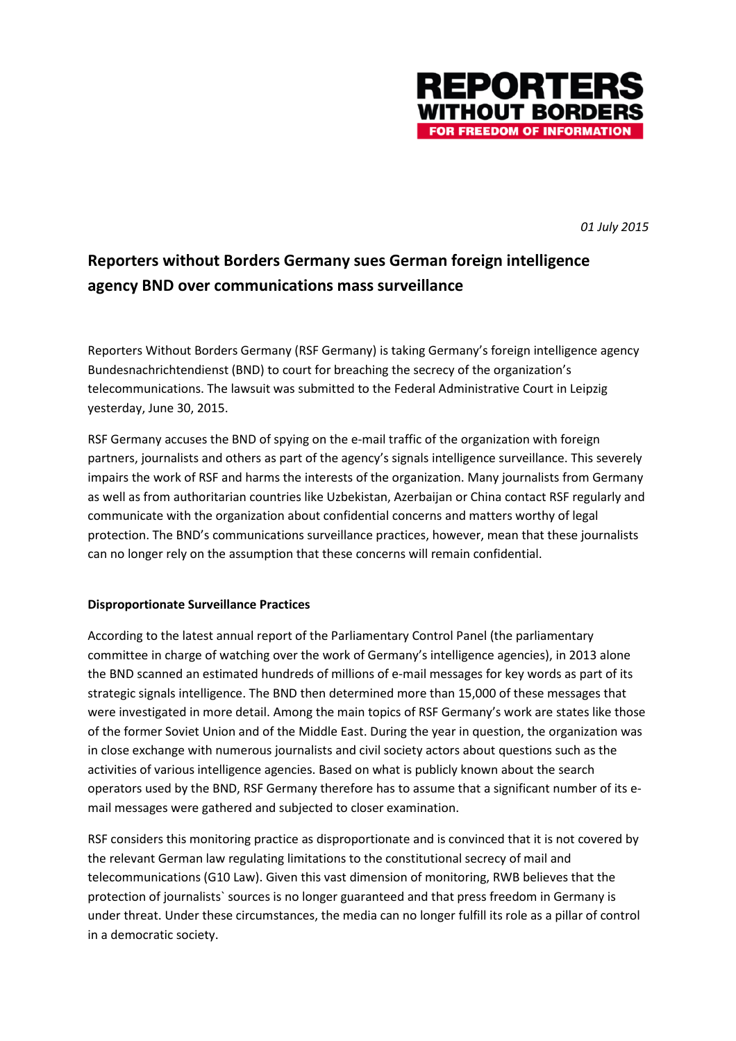*01 July 2015*

# Reporters without Borders Germany sues German foreign intelligence agency BND over communications mass surveillance

Reporters Without Borders Germany (RSF Germany) is taking Germany's foreign intelligence agency Bundesnachrichtendienst (BND) to court for breaching the secrecy of the organization's telecommunications. The lawsuit was submitted to the Federal Administrative Court in Leipzig yesterday, June 30, 2015.

RSF Germany accuses the BND of spying on the e-mail traffic of the organization with foreign partners, journalists and others as part of the agency's signals intelligence surveillance. This severely impairs the work of RSF and harms the interests of the organization. Many journalists from Germany as well as from authoritarian countries like Uzbekistan, Azerbaijan or China contact RSF regularly and communicate with the organization about confidential concerns and matters worthy of legal protection. The BND's communications surveillance practices, however, mean that these journalists can no longer rely on the assumption that these concerns will remain confidential.

**Disproportionate Surveillance Practices**

According to the latest annual report of the Parliamentary Control Panel (the parliamentary committee in charge of watching over the work of Germany's intelligence agencies), in 2013 alone the BND scanned an estimated hundreds of millions of e-mail messages for key words as part of its strategic signals intelligence. The BND then determined more than 15,000 of these messages that were investigated in more detail. Among the main topics of RSF Germany's work are states like those of the former Soviet Union and of the Middle East. During the year in question, the organization was in close exchange with numerous journalists and civil society actors about questions such as the activities of various intelligence agencies. Based on what is publicly known about the search operators used by the BND, RSF Germany therefore has to assume that a significant number of its e-mail messages were gathered and subjected to closer examination.

RSF considers this monitoring practice as disproportionate and is convinced that it is not covered by the relevant German law regulating limitations to the constitutional secrecy of mail and telecommunications (G10 Law). Given this vast dimension of monitoring, RWB believes that the protection of journalists` sources is no longer guaranteed and that press freedom in Germany is under threat. Under these circumstances, the media can no longer fulfill its role as a pillar of control in a democratic society.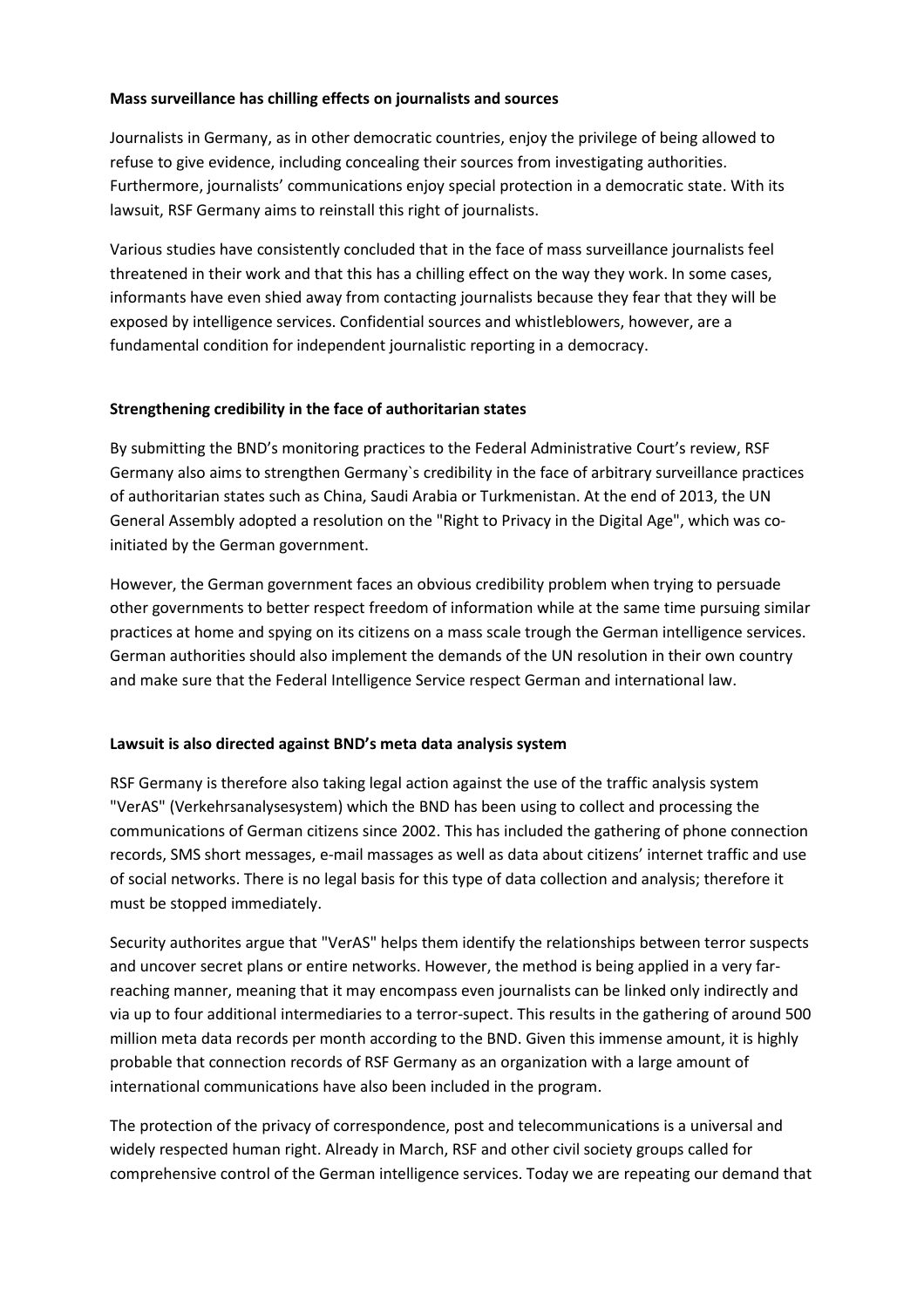**Mass surveillance has chilling effects on journalists and sources**

Journalists in Germany, as in other democratic countries, enjoy the privilege of being allowed to refuse to give evidence, including concealing their sources from investigating authorities. Furthermore, journalists' communications enjoy special protection in a democratic state. With its lawsuit, RSF Germany aims to reinstall this right of journalists.

Various studies have consistently concluded that in the face of mass surveillance journalists feel threatened in their work and that this has a chilling effect on the way they work. In some cases, informants have even shied away from contacting journalists because they fear that they will be exposed by intelligence services. Confidential sources and whistleblowers, however, are a fundamental condition for independent journalistic reporting in a democracy.

**Strengthening credibility in the face of authoritarian states**

By submitting the BND's monitoring practices to the Federal Administrative Court's review, RSF Germany also aims to strengthen Germany`s credibility in the face of arbitrary surveillance practices of authoritarian states such as China, Saudi Arabia or Turkmenistan. At the end of 2013, the UN General Assembly adopted a resolution on the "Right to Privacy in the Digital Age", which was co-initiated by the German government.

However, the German government faces an obvious credibility problem when trying to persuade other governments to better respect freedom of information while at the same time pursuing similar practices at home and spying on its citizens on a mass scale trough the German intelligence services. German authorities should also implement the demands of the UN resolution in their own country and make sure that the Federal Intelligence Service respect German and international law.

**Lawsuit is also directed against BND's meta data analysis system**

RSF Germany is therefore also taking legal action against the use of the traffic analysis system "VerAS" (Verkehrsanalysesystem) which the BND has been using to collect and processing the communications of German citizens since 2002. This has included the gathering of phone connection records, SMS short messages, e-mail massages as well as data about citizens' internet traffic and use of social networks. There is no legal basis for this type of data collection and analysis; therefore it must be stopped immediately.

Security authorites argue that "VerAS" helps them identify the relationships between terror suspects and uncover secret plans or entire networks. However, the method is being applied in a very far-reaching manner, meaning that it may encompass even journalists can be linked only indirectly and via up to four additional intermediaries to a terror-supect. This results in the gathering of around 500 million meta data records per month according to the BND. Given this immense amount, it is highly probable that connection records of RSF Germany as an organization with a large amount of international communications have also been included in the program.

The protection of the privacy of correspondence, post and telecommunications is a universal and widely respected human right. Already in March, RSF and other civil society groups called for comprehensive control of the German intelligence services. Today we are repeating our demand that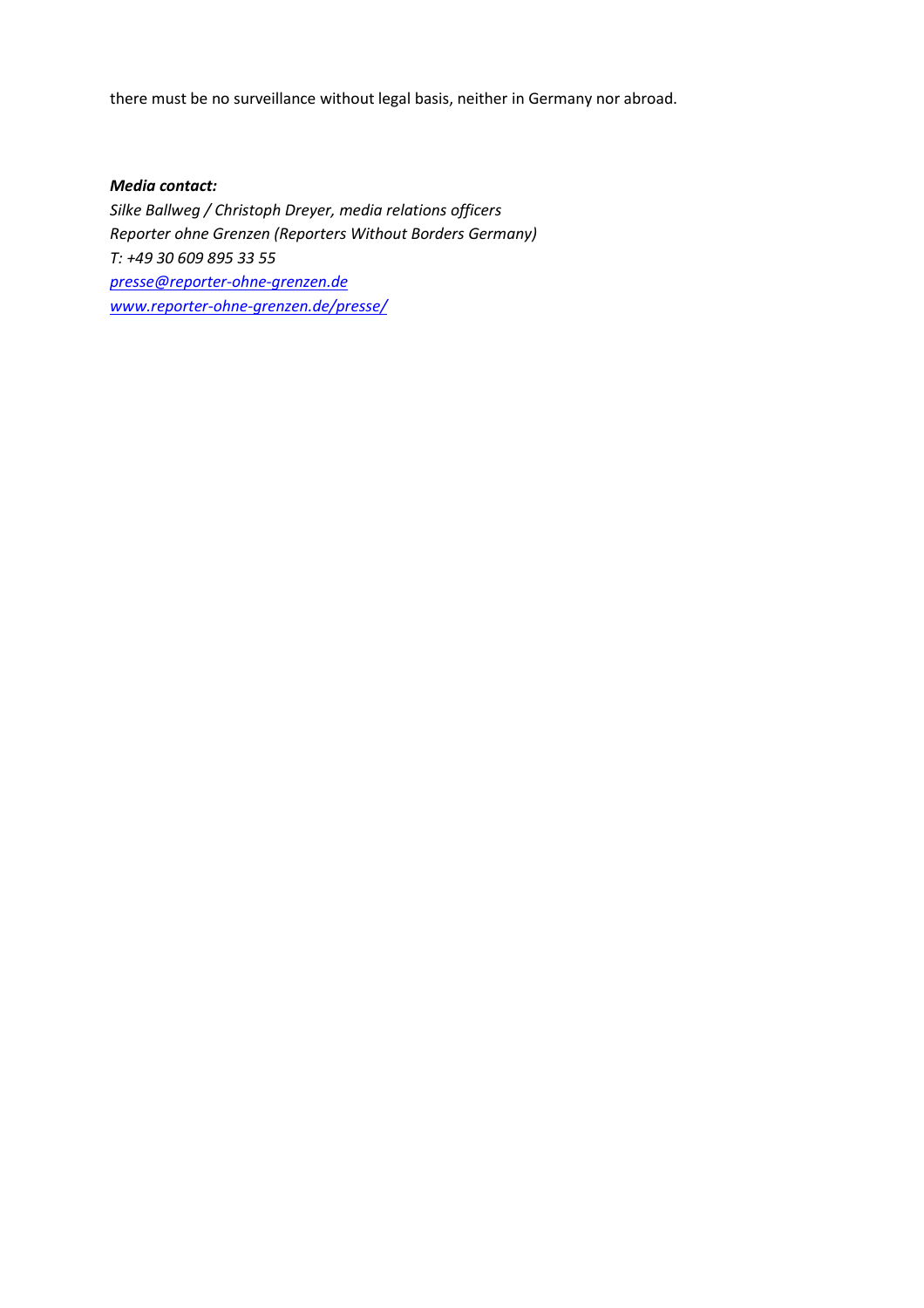there must be no surveillance without legal basis, neither in Germany nor abroad.

***Media contact:***

*Silke Ballweg / Christoph Dreyer, media relations officers*
*Reporter ohne Grenzen (Reporters Without Borders Germany)*
*T: +49 30 609 895 33 55*
*presse@reporter-ohne-grenzen.de*
*www.reporter-ohne-grenzen.de/presse/*